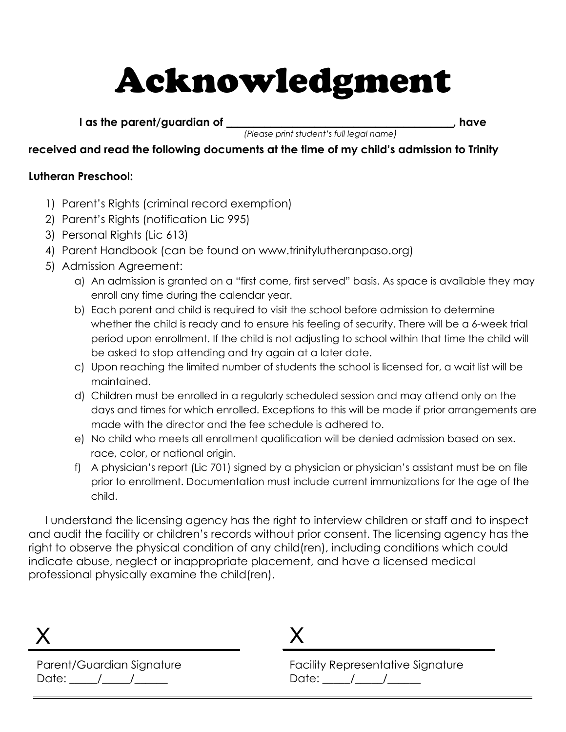# Acknowledgment

**I as the parent/guardian of ________________________________________, have**
*(Please print student's full legal name)*

**received and read the following documents at the time of my child's admission to Trinity Lutheran Preschool:**

1) Parent's Rights (criminal record exemption)
2) Parent's Rights (notification Lic 995)
3) Personal Rights (Lic 613)
4) Parent Handbook (can be found on www.trinitylutheranpaso.org)
5) Admission Agreement:
   a) An admission is granted on a "first come, first served" basis. As space is available they may enroll any time during the calendar year.
   b) Each parent and child is required to visit the school before admission to determine whether the child is ready and to ensure his feeling of security. There will be a 6-week trial period upon enrollment. If the child is not adjusting to school within that time the child will be asked to stop attending and try again at a later date.
   c) Upon reaching the limited number of students the school is licensed for, a wait list will be maintained.
   d) Children must be enrolled in a regularly scheduled session and may attend only on the days and times for which enrolled. Exceptions to this will be made if prior arrangements are made with the director and the fee schedule is adhered to.
   e) No child who meets all enrollment qualification will be denied admission based on sex. race, color, or national origin.
   f) A physician's report (Lic 701) signed by a physician or physician's assistant must be on file prior to enrollment. Documentation must include current immunizations for the age of the child.

I understand the licensing agency has the right to interview children or staff and to inspect and audit the facility or children's records without prior consent. The licensing agency has the right to observe the physical condition of any child(ren), including conditions which could indicate abuse, neglect or inappropriate placement, and have a licensed medical professional physically examine the child(ren).

X ______________________________
Parent/Guardian Signature
Date: _____/_____/______

X ______________________________
Facility Representative Signature
Date: _____/_____/______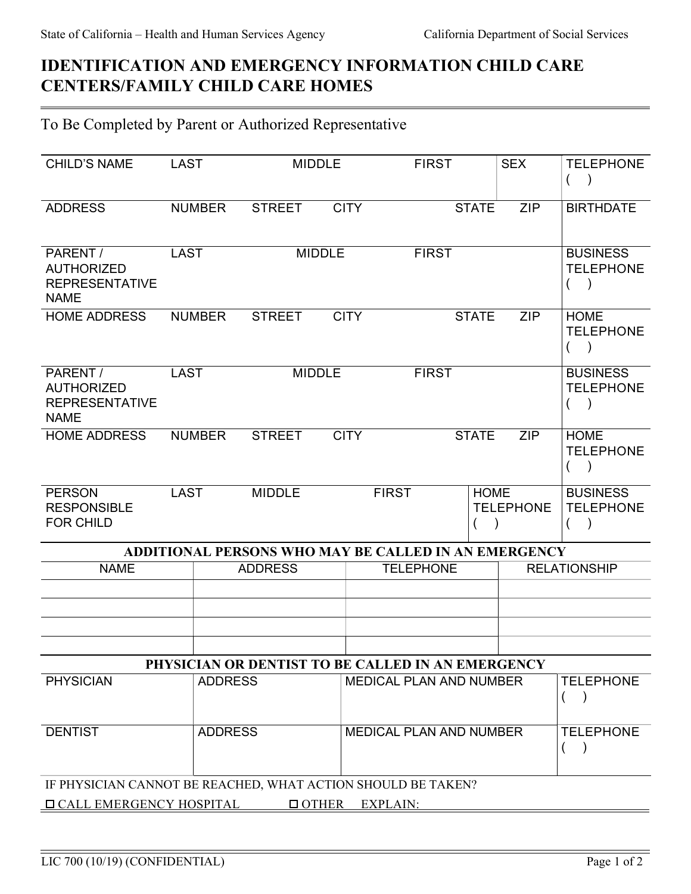State of California – Health and Human Services Agency California Department of Social Services

# IDENTIFICATION AND EMERGENCY INFORMATION CHILD CARE CENTERS/FAMILY CHILD CARE HOMES

To Be Completed by Parent or Authorized Representative

| CHILD'S NAME | LAST | MIDDLE | FIRST | SEX | TELEPHONE ( ) |
|---|---|---|---|---|---|
| ADDRESS | NUMBER | STREET | CITY | STATE ZIP | BIRTHDATE |
| PARENT / AUTHORIZED REPRESENTATIVE NAME | LAST | MIDDLE | FIRST | | BUSINESS TELEPHONE ( ) |
| HOME ADDRESS | NUMBER | STREET | CITY | STATE ZIP | HOME TELEPHONE ( ) |
| PARENT / AUTHORIZED REPRESENTATIVE NAME | LAST | MIDDLE | FIRST | | BUSINESS TELEPHONE ( ) |
| HOME ADDRESS | NUMBER | STREET | CITY | STATE ZIP | HOME TELEPHONE ( ) |
| PERSON RESPONSIBLE FOR CHILD | LAST | MIDDLE | FIRST | HOME TELEPHONE ( ) | BUSINESS TELEPHONE ( ) |

**ADDITIONAL PERSONS WHO MAY BE CALLED IN AN EMERGENCY**

| NAME | ADDRESS | TELEPHONE | RELATIONSHIP |
|---|---|---|---|
| | | | |
| | | | |
| | | | |
| | | | |

**PHYSICIAN OR DENTIST TO BE CALLED IN AN EMERGENCY**

| PHYSICIAN | ADDRESS | MEDICAL PLAN AND NUMBER | TELEPHONE ( ) |
|---|---|---|---|
| DENTIST | ADDRESS | MEDICAL PLAN AND NUMBER | TELEPHONE ( ) |

IF PHYSICIAN CANNOT BE REACHED, WHAT ACTION SHOULD BE TAKEN?

☐ CALL EMERGENCY HOSPITAL ☐ OTHER EXPLAIN:

LIC 700 (10/19) (CONFIDENTIAL)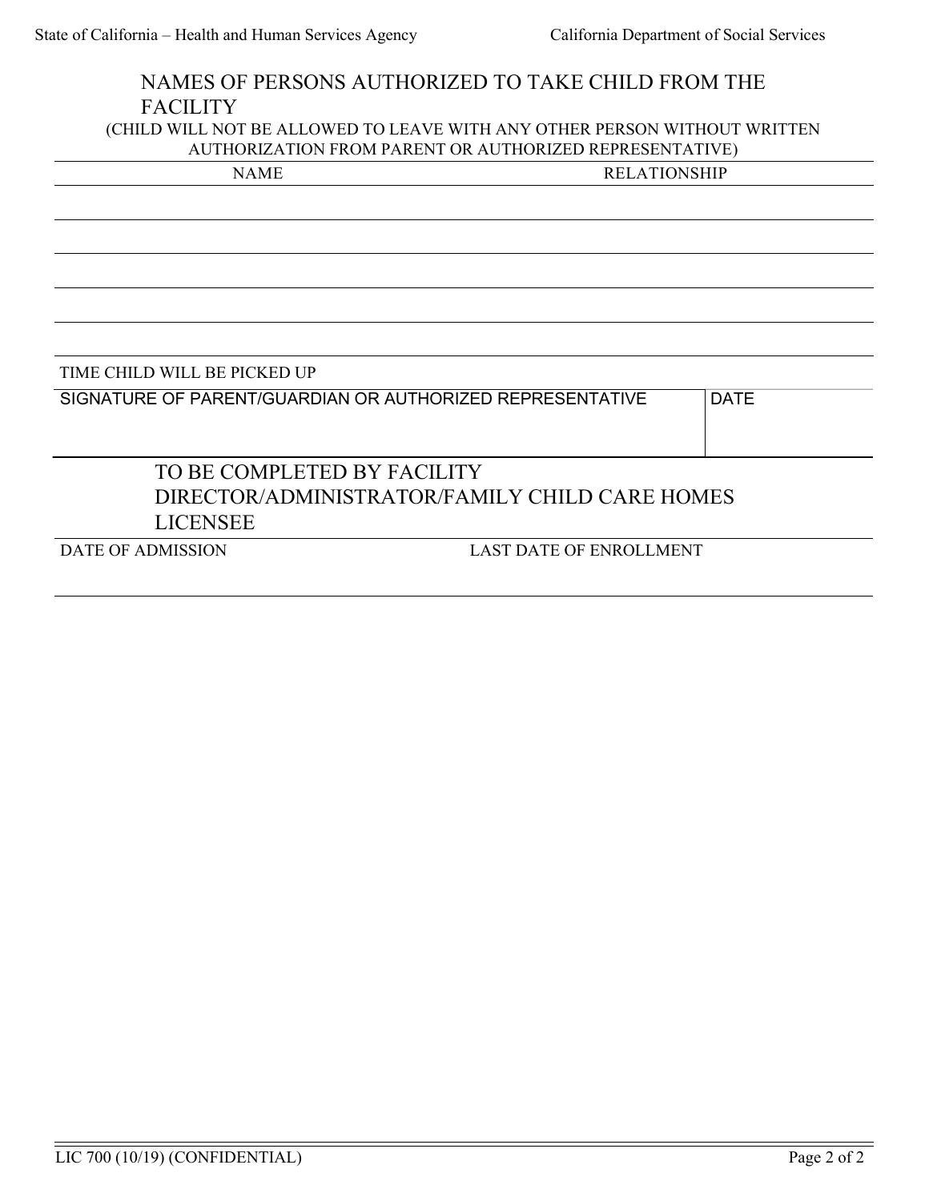## NAMES OF PERSONS AUTHORIZED TO TAKE CHILD FROM THE FACILITY

(CHILD WILL NOT BE ALLOWED TO LEAVE WITH ANY OTHER PERSON WITHOUT WRITTEN AUTHORIZATION FROM PARENT OR AUTHORIZED REPRESENTATIVE)

| NAME | RELATIONSHIP |
|---|---|
| | |
| | |
| | |
| | |
| | |

TIME CHILD WILL BE PICKED UP

| SIGNATURE OF PARENT/GUARDIAN OR AUTHORIZED REPRESENTATIVE | DATE |
|---|---|
| | |

## TO BE COMPLETED BY FACILITY DIRECTOR/ADMINISTRATOR/FAMILY CHILD CARE HOMES LICENSEE

| DATE OF ADMISSION | LAST DATE OF ENROLLMENT |
|---|---|
| | |

LIC 700 (10/19) (CONFIDENTIAL)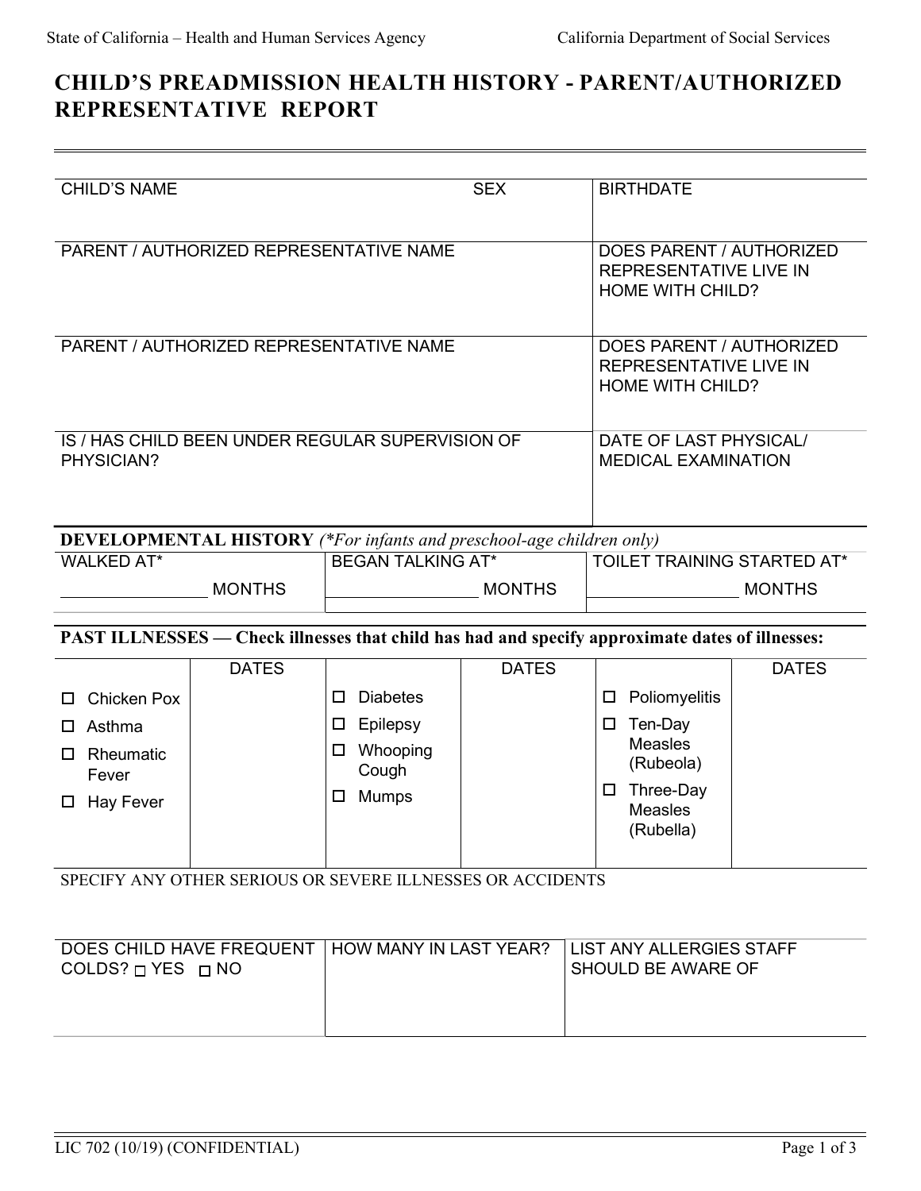State of California – Health and Human Services Agency California Department of Social Services

# CHILD'S PREADMISSION HEALTH HISTORY - PARENT/AUTHORIZED REPRESENTATIVE REPORT

| CHILD'S NAME | SEX | BIRTHDATE |
|---|---|---|
| PARENT / AUTHORIZED REPRESENTATIVE NAME | | DOES PARENT / AUTHORIZED REPRESENTATIVE LIVE IN HOME WITH CHILD? |
| PARENT / AUTHORIZED REPRESENTATIVE NAME | | DOES PARENT / AUTHORIZED REPRESENTATIVE LIVE IN HOME WITH CHILD? |
| IS / HAS CHILD BEEN UNDER REGULAR SUPERVISION OF PHYSICIAN? | | DATE OF LAST PHYSICAL/ MEDICAL EXAMINATION |

**DEVELOPMENTAL HISTORY** *(\*For infants and preschool-age children only)*

| WALKED AT* | BEGAN TALKING AT* | TOILET TRAINING STARTED AT* |
|---|---|---|
| ________ MONTHS | ________ MONTHS | ________ MONTHS |

**PAST ILLNESSES — Check illnesses that child has had and specify approximate dates of illnesses:**

| | DATES | | DATES | | DATES |
|---|---|---|---|---|---|
| ☐ Chicken Pox | | ☐ Diabetes | | ☐ Poliomyelitis | |
| ☐ Asthma | | ☐ Epilepsy | | ☐ Ten-Day Measles (Rubeola) | |
| ☐ Rheumatic Fever | | ☐ Whooping Cough | | ☐ Three-Day Measles (Rubella) | |
| ☐ Hay Fever | | ☐ Mumps | | | |

SPECIFY ANY OTHER SERIOUS OR SEVERE ILLNESSES OR ACCIDENTS

| DOES CHILD HAVE FREQUENT COLDS? ☐ YES ☐ NO | HOW MANY IN LAST YEAR? | LIST ANY ALLERGIES STAFF SHOULD BE AWARE OF |
|---|---|---|
| | | |

LIC 702 (10/19) (CONFIDENTIAL)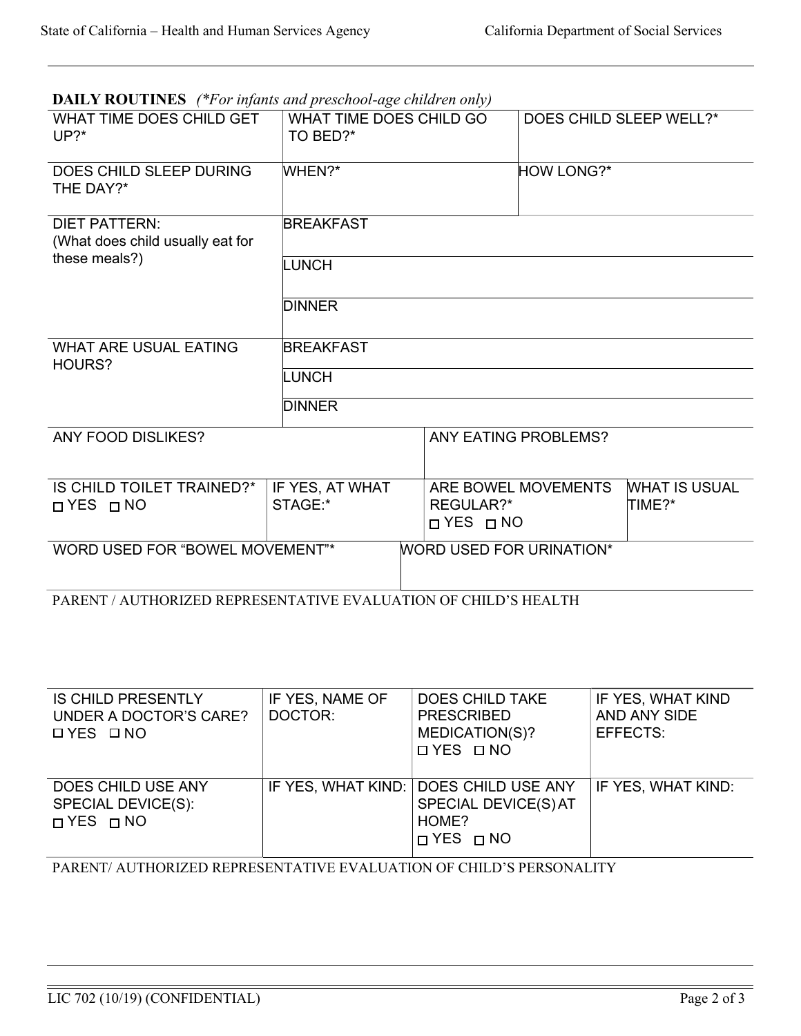**DAILY ROUTINES** *(\*For infants and preschool-age children only)*

| WHAT TIME DOES CHILD GET UP?* | WHAT TIME DOES CHILD GO TO BED?* | DOES CHILD SLEEP WELL?* |
|---|---|---|
| DOES CHILD SLEEP DURING THE DAY?* | WHEN?* | HOW LONG?* |

| DIET PATTERN: (What does child usually eat for these meals?) | BREAKFAST |
|---|---|
| | LUNCH |
| | DINNER |
| WHAT ARE USUAL EATING HOURS? | BREAKFAST |
| | LUNCH |
| | DINNER |

| ANY FOOD DISLIKES? | ANY EATING PROBLEMS? |
|---|---|

| IS CHILD TOILET TRAINED?* ☐ YES ☐ NO | IF YES, AT WHAT STAGE:* | ARE BOWEL MOVEMENTS REGULAR?* ☐ YES ☐ NO | WHAT IS USUAL TIME?* |
|---|---|---|---|

| WORD USED FOR "BOWEL MOVEMENT"* | WORD USED FOR URINATION* |
|---|---|

PARENT / AUTHORIZED REPRESENTATIVE EVALUATION OF CHILD'S HEALTH

| IS CHILD PRESENTLY UNDER A DOCTOR'S CARE? ☐ YES ☐ NO | IF YES, NAME OF DOCTOR: | DOES CHILD TAKE PRESCRIBED MEDICATION(S)? ☐ YES ☐ NO | IF YES, WHAT KIND AND ANY SIDE EFFECTS: |
|---|---|---|---|
| DOES CHILD USE ANY SPECIAL DEVICE(S): ☐ YES ☐ NO | IF YES, WHAT KIND: | DOES CHILD USE ANY SPECIAL DEVICE(S) AT HOME? ☐ YES ☐ NO | IF YES, WHAT KIND: |

PARENT/ AUTHORIZED REPRESENTATIVE EVALUATION OF CHILD'S PERSONALITY

LIC 702 (10/19) (CONFIDENTIAL)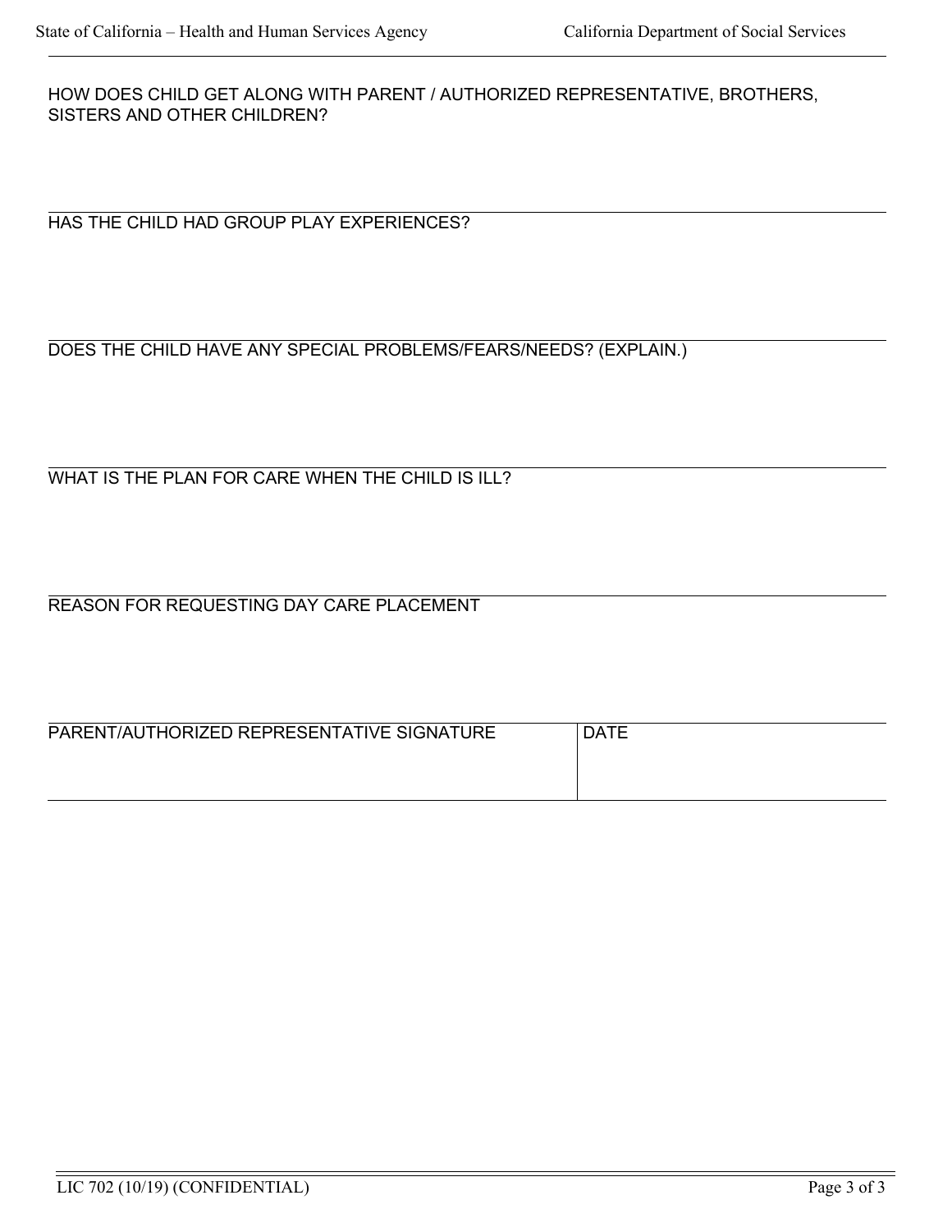HOW DOES CHILD GET ALONG WITH PARENT / AUTHORIZED REPRESENTATIVE, BROTHERS, SISTERS AND OTHER CHILDREN?

HAS THE CHILD HAD GROUP PLAY EXPERIENCES?

DOES THE CHILD HAVE ANY SPECIAL PROBLEMS/FEARS/NEEDS? (EXPLAIN.)

WHAT IS THE PLAN FOR CARE WHEN THE CHILD IS ILL?

REASON FOR REQUESTING DAY CARE PLACEMENT

| PARENT/AUTHORIZED REPRESENTATIVE SIGNATURE | DATE |
| --- | --- |
| | |

LIC 702 (10/19) (CONFIDENTIAL)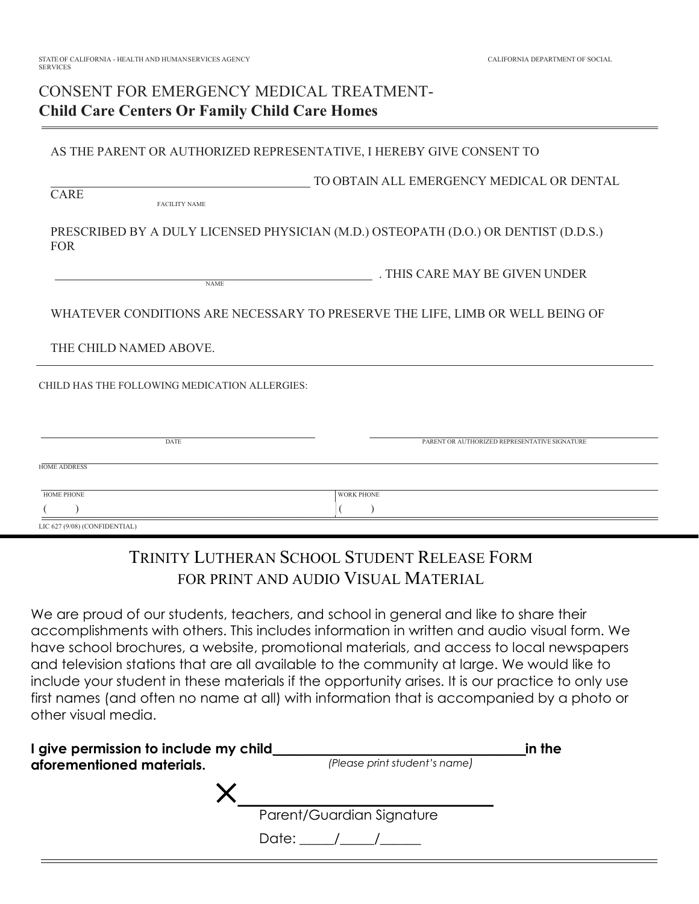STATE OF CALIFORNIA - HEALTH AND HUMANSERVICES AGENCY CALIFORNIA DEPARTMENT OF SOCIAL SERVICES

# CONSENT FOR EMERGENCY MEDICAL TREATMENT-
## Child Care Centers Or Family Child Care Homes

AS THE PARENT OR AUTHORIZED REPRESENTATIVE, I HEREBY GIVE CONSENT TO

_________________________________________ TO OBTAIN ALL EMERGENCY MEDICAL OR DENTAL CARE
FACILITY NAME

PRESCRIBED BY A DULY LICENSED PHYSICIAN (M.D.) OSTEOPATH (D.O.) OR DENTIST (D.D.S.) FOR

_________________________________________ . THIS CARE MAY BE GIVEN UNDER
NAME

WHATEVER CONDITIONS ARE NECESSARY TO PRESERVE THE LIFE, LIMB OR WELL BEING OF

THE CHILD NAMED ABOVE.

CHILD HAS THE FOLLOWING MEDICATION ALLERGIES:

_________________________ DATE

_________________________ PARENT OR AUTHORIZED REPRESENTATIVE SIGNATURE

HOME ADDRESS

| HOME PHONE | WORK PHONE |
|---|---|
| (   ) | (   ) |

LIC 627 (9/08) (CONFIDENTIAL)

# TRINITY LUTHERAN SCHOOL STUDENT RELEASE FORM FOR PRINT AND AUDIO VISUAL MATERIAL

We are proud of our students, teachers, and school in general and like to share their accomplishments with others. This includes information in written and audio visual form. We have school brochures, a website, promotional materials, and access to local newspapers and television stations that are all available to the community at large. We would like to include your student in these materials if the opportunity arises. It is our practice to only use first names (and often no name at all) with information that is accompanied by a photo or other visual media.

**I give permission to include my child**_________________________________**in the aforementioned materials.**
*(Please print student's name)*

X_________________________________
Parent/Guardian Signature

Date: _____/_____/______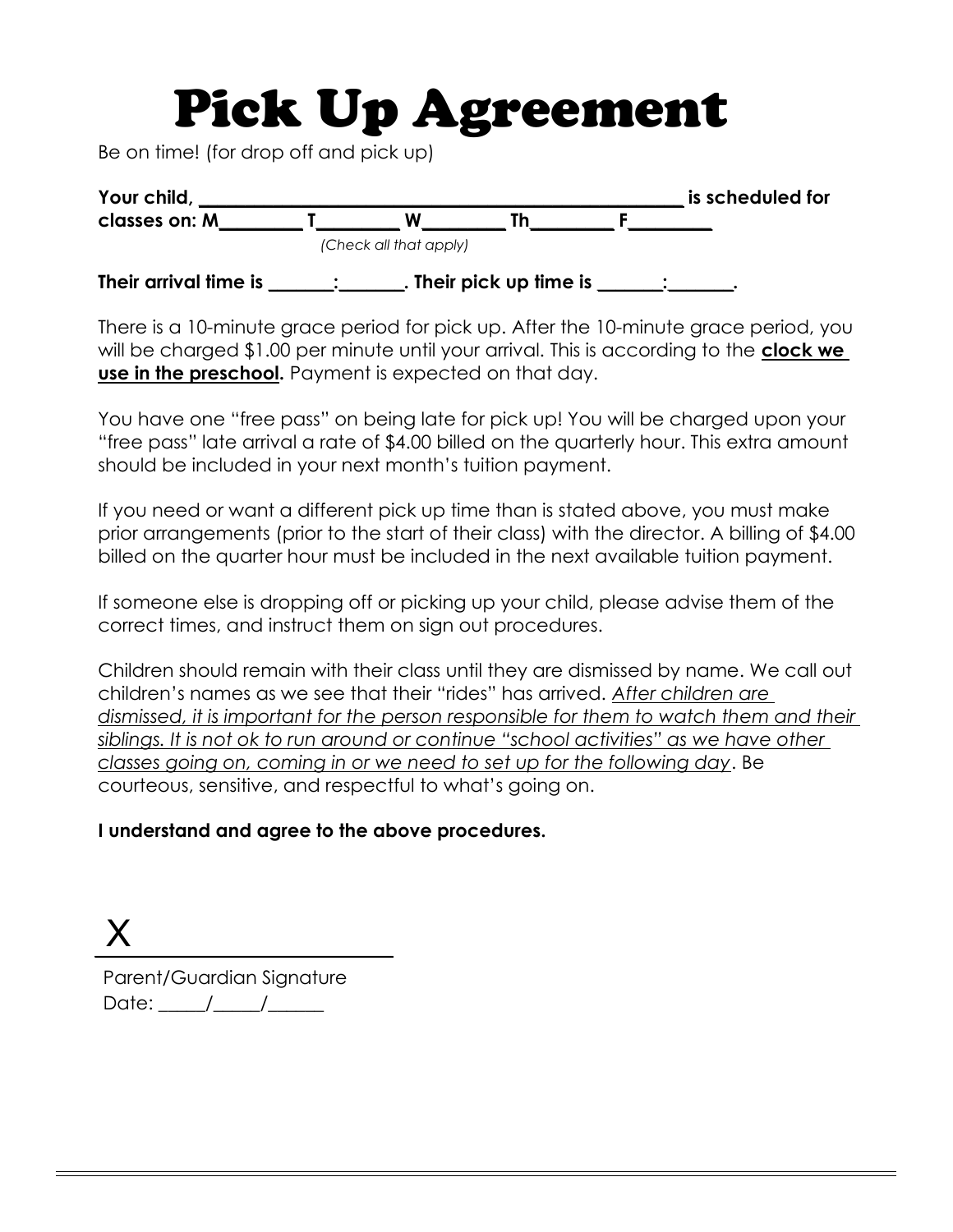# Pick Up Agreement

Be on time! (for drop off and pick up)

**Your child, ____________________________________________ is scheduled for classes on: M________ T________ W________ Th________ F________**

*(Check all that apply)*

**Their arrival time is ______:______. Their pick up time is ______:______.**

There is a 10-minute grace period for pick up. After the 10-minute grace period, you will be charged $1.00 per minute until your arrival. This is according to the <u>**clock we use in the preschool.**</u> Payment is expected on that day.

You have one "free pass" on being late for pick up! You will be charged upon your "free pass" late arrival a rate of $4.00 billed on the quarterly hour. This extra amount should be included in your next month's tuition payment.

If you need or want a different pick up time than is stated above, you must make prior arrangements (prior to the start of their class) with the director. A billing of $4.00 billed on the quarter hour must be included in the next available tuition payment.

If someone else is dropping off or picking up your child, please advise them of the correct times, and instruct them on sign out procedures.

Children should remain with their class until they are dismissed by name. We call out children's names as we see that their "rides" has arrived. <u>*After children are dismissed, it is important for the person responsible for them to watch them and their siblings. It is not ok to run around or continue "school activities" as we have other classes going on, coming in or we need to set up for the following day*</u>. Be courteous, sensitive, and respectful to what's going on.

**I understand and agree to the above procedures.**

X ________________________

Parent/Guardian Signature

Date: _____/_____/______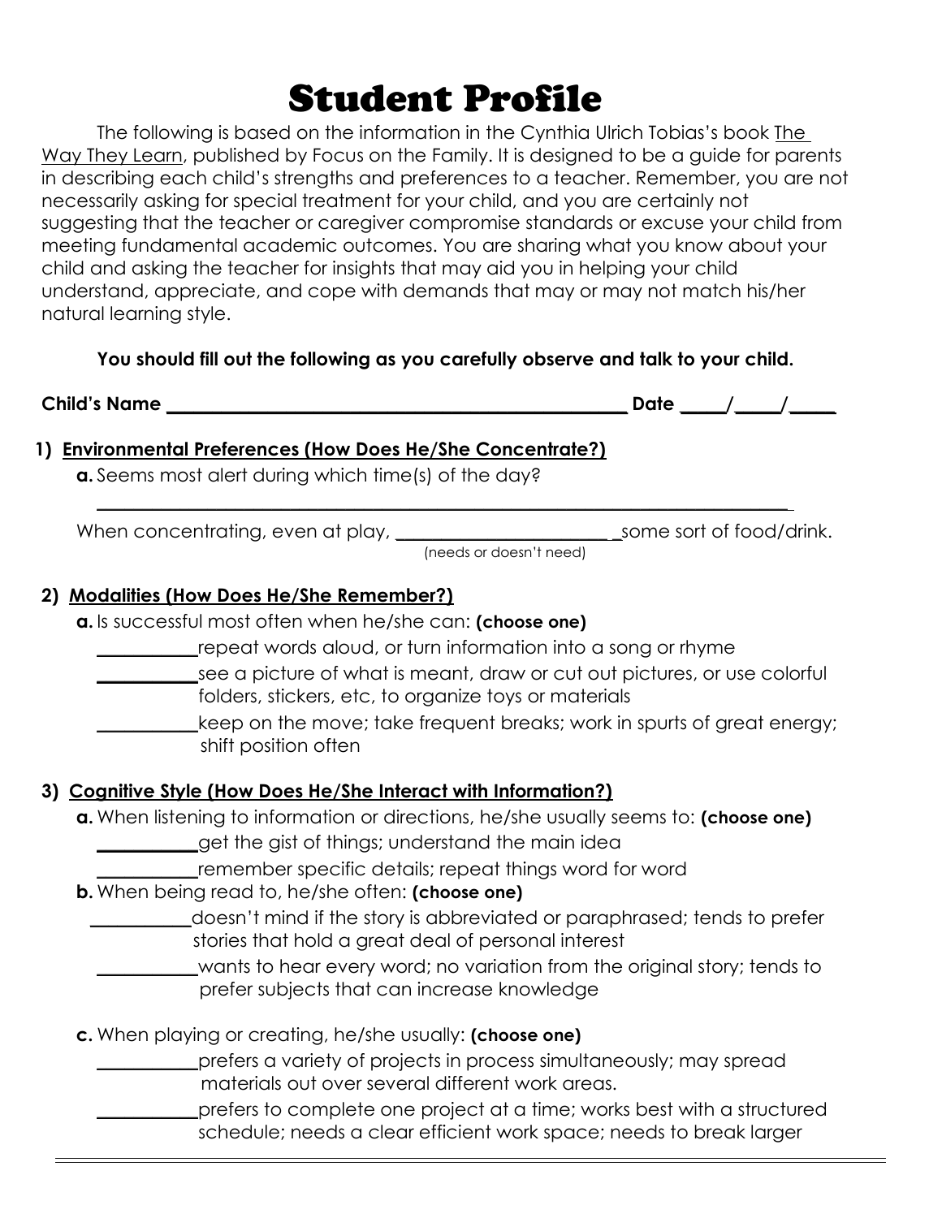# Student Profile

The following is based on the information in the Cynthia Ulrich Tobias's book The Way They Learn, published by Focus on the Family. It is designed to be a guide for parents in describing each child's strengths and preferences to a teacher. Remember, you are not necessarily asking for special treatment for your child, and you are certainly not suggesting that the teacher or caregiver compromise standards or excuse your child from meeting fundamental academic outcomes. You are sharing what you know about your child and asking the teacher for insights that may aid you in helping your child understand, appreciate, and cope with demands that may or may not match his/her natural learning style.

**You should fill out the following as you carefully observe and talk to your child.**

**Child's Name ___________________________________________________ Date _____/_____/_____**

## 1) Environmental Preferences (How Does He/She Concentrate?)

**a.** Seems most alert during which time(s) of the day?

___________________________________________________________________________

When concentrating, even at play, _________________________ some sort of food/drink.
(needs or doesn't need)

## 2) Modalities (How Does He/She Remember?)

**a.** Is successful most often when he/she can: **(choose one)**

___________ repeat words aloud, or turn information into a song or rhyme

___________ see a picture of what is meant, draw or cut out pictures, or use colorful folders, stickers, etc, to organize toys or materials

___________ keep on the move; take frequent breaks; work in spurts of great energy; shift position often

## 3) Cognitive Style (How Does He/She Interact with Information?)

**a.** When listening to information or directions, he/she usually seems to: **(choose one)**

___________ get the gist of things; understand the main idea

___________ remember specific details; repeat things word for word

**b.** When being read to, he/she often: **(choose one)**

___________ doesn't mind if the story is abbreviated or paraphrased; tends to prefer stories that hold a great deal of personal interest

___________ wants to hear every word; no variation from the original story; tends to prefer subjects that can increase knowledge

**c.** When playing or creating, he/she usually: **(choose one)**

___________ prefers a variety of projects in process simultaneously; may spread materials out over several different work areas.

___________ prefers to complete one project at a time; works best with a structured schedule; needs a clear efficient work space; needs to break larger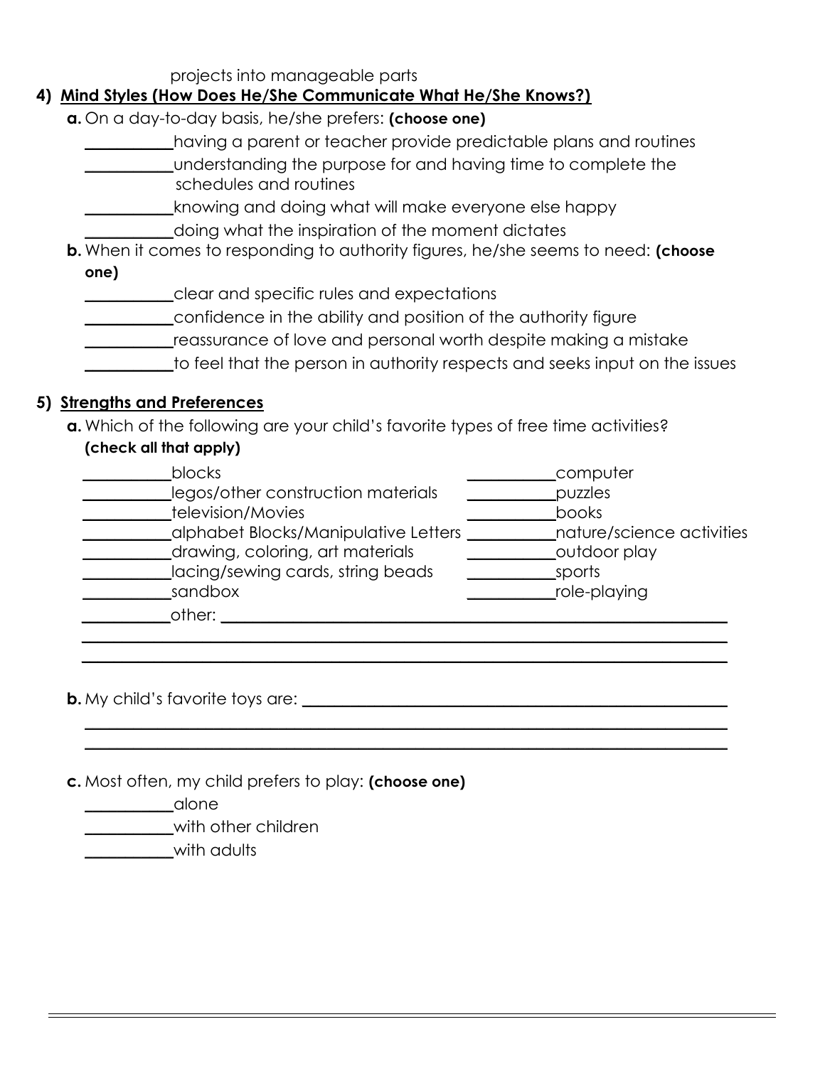projects into manageable parts

## 4) Mind Styles (How Does He/She Communicate What He/She Knows?)

**a.** On a day-to-day basis, he/she prefers: **(choose one)**

- ___________having a parent or teacher provide predictable plans and routines
- ___________understanding the purpose for and having time to complete the schedules and routines
- ___________knowing and doing what will make everyone else happy
- ___________doing what the inspiration of the moment dictates

**b.** When it comes to responding to authority figures, he/she seems to need: **(choose one)**

- ___________clear and specific rules and expectations
- ___________confidence in the ability and position of the authority figure
- ___________reassurance of love and personal worth despite making a mistake
- ___________to feel that the person in authority respects and seeks input on the issues

## 5) Strengths and Preferences

**a.** Which of the following are your child's favorite types of free time activities? **(check all that apply)**

- ___________blocks
- ___________legos/other construction materials
- ___________television/Movies
- ___________alphabet Blocks/Manipulative Letters
- ___________drawing, coloring, art materials
- ___________lacing/sewing cards, string beads
- ___________sandbox
- ___________computer
- ___________puzzles
- ___________books
- ___________nature/science activities
- ___________outdoor play
- ___________sports
- ___________role-playing
- ___________other: ______________________________________________________________

______________________________________________________________________________

______________________________________________________________________________

**b.** My child's favorite toys are: ___________________________________________________

______________________________________________________________________________

______________________________________________________________________________

**c.** Most often, my child prefers to play: **(choose one)**

- ___________alone
- ___________with other children
- ___________with adults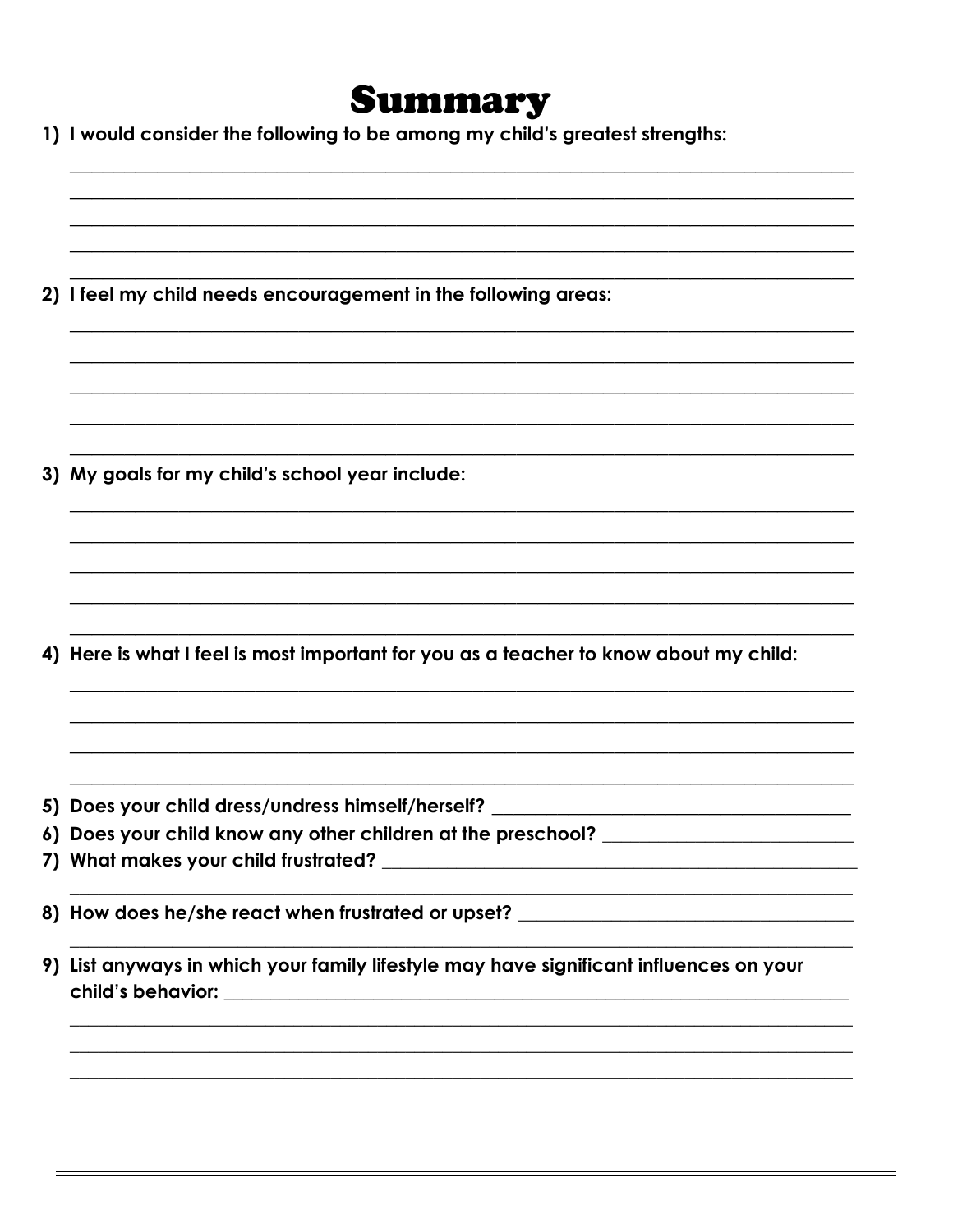# Summary

1) I would consider the following to be among my child's greatest strengths:

2) I feel my child needs encouragement in the following areas:

3) My goals for my child's school year include:

4) Here is what I feel is most important for you as a teacher to know about my child:

5) Does your child dress/undress himself/herself?

6) Does your child know any other children at the preschool?

7) What makes your child frustrated?

8) How does he/she react when frustrated or upset?

9) List anyways in which your family lifestyle may have significant influences on your child's behavior: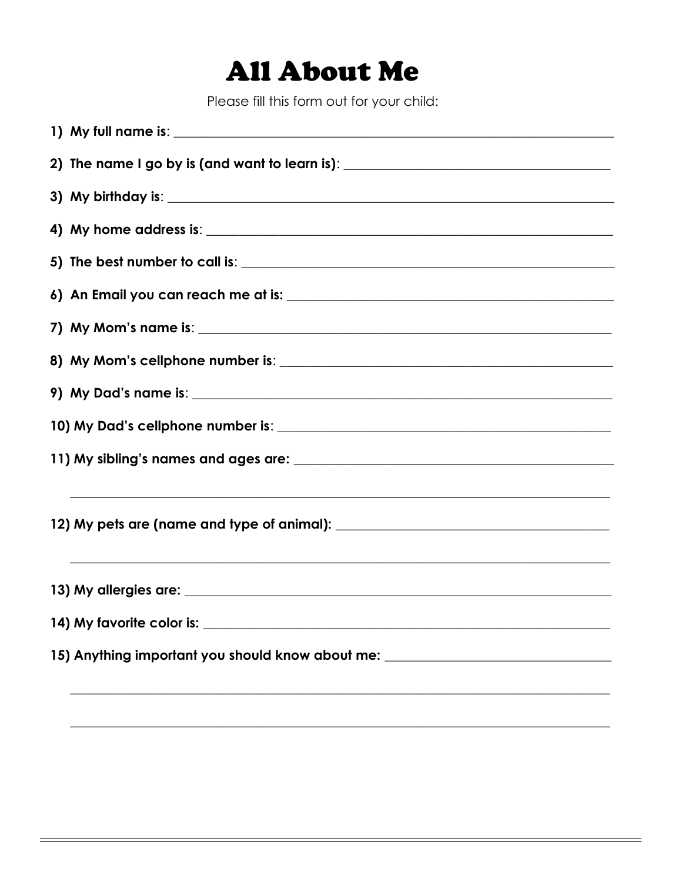# All About Me

Please fill this form out for your child:

1) **My full name is**: ____________________________________________________________

2) **The name I go by is (and want to learn is)**: ____________________________________

3) **My birthday is**: ______________________________________________________________

4) **My home address is**: __________________________________________________________

5) **The best number to call is**: ___________________________________________________

6) **An Email you can reach me at is:** _____________________________________________

7) **My Mom's name is**: ____________________________________________________________

8) **My Mom's cellphone number is**: ________________________________________________

9) **My Dad's name is**: ____________________________________________________________

10) **My Dad's cellphone number is**: _______________________________________________

11) **My sibling's names and ages are:** ____________________________________________

_____________________________________________________________________________________

12) **My pets are (name and type of animal):** _______________________________________

_____________________________________________________________________________________

13) **My allergies are:** ___________________________________________________________

14) **My favorite color is:** ________________________________________________________

15) **Anything important you should know about me:** ________________________________

_____________________________________________________________________________________

_____________________________________________________________________________________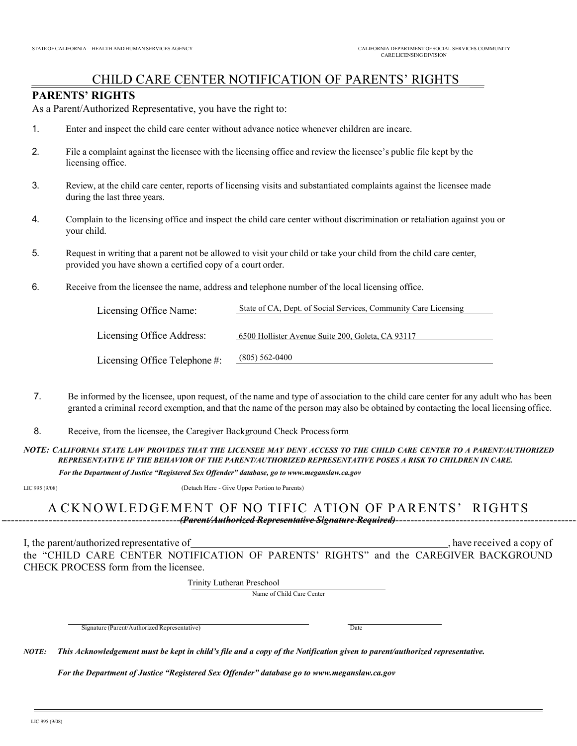STATE OF CALIFORNIA—HEALTH AND HUMAN SERVICES AGENCY

CALIFORNIA DEPARTMENT OF SOCIAL SERVICES COMMUNITY CARE LICENSING DIVISION

# CHILD CARE CENTER NOTIFICATION OF PARENTS' RIGHTS

## PARENTS' RIGHTS

As a Parent/Authorized Representative, you have the right to:

1. Enter and inspect the child care center without advance notice whenever children are incare.

2. File a complaint against the licensee with the licensing office and review the licensee's public file kept by the licensing office.

3. Review, at the child care center, reports of licensing visits and substantiated complaints against the licensee made during the last three years.

4. Complain to the licensing office and inspect the child care center without discrimination or retaliation against you or your child.

5. Request in writing that a parent not be allowed to visit your child or take your child from the child care center, provided you have shown a certified copy of a court order.

6. Receive from the licensee the name, address and telephone number of the local licensing office.

   Licensing Office Name: State of CA, Dept. of Social Services, Community Care Licensing

   Licensing Office Address: 6500 Hollister Avenue Suite 200, Goleta, CA 93117

   Licensing Office Telephone #: (805) 562-0400

7. Be informed by the licensee, upon request, of the name and type of association to the child care center for any adult who has been granted a criminal record exemption, and that the name of the person may also be obtained by contacting the local licensing office.

8. Receive, from the licensee, the Caregiver Background Check Process form.

***NOTE: CALIFORNIA STATE LAW PROVIDES THAT THE LICENSEE MAY DENY ACCESS TO THE CHILD CARE CENTER TO A PARENT/AUTHORIZED REPRESENTATIVE IF THE BEHAVIOR OF THE PARENT/AUTHORIZED REPRESENTATIVE POSES A RISK TO CHILDREN IN CARE.***

***For the Department of Justice "Registered Sex Offender" database, go to www.meganslaw.ca.gov***

LIC 995 (9/08) (Detach Here - Give Upper Portion to Parents)

# ACKNOWLEDGEMENT OF NOTIFICATION OF PARENTS' RIGHTS

***(Parent/Authorized Representative Signature Required)***

I, the parent/authorized representative of ______________________________, have received a copy of the "CHILD CARE CENTER NOTIFICATION OF PARENTS' RIGHTS" and the CAREGIVER BACKGROUND CHECK PROCESS form from the licensee.

Trinity Lutheran Preschool
Name of Child Care Center

______________________________ Signature (Parent/Authorized Representative)

______________ Date

***NOTE: This Acknowledgement must be kept in child's file and a copy of the Notification given to parent/authorized representative.***

***For the Department of Justice "Registered Sex Offender" database go to www.meganslaw.ca.gov***

LIC 995 (9/08)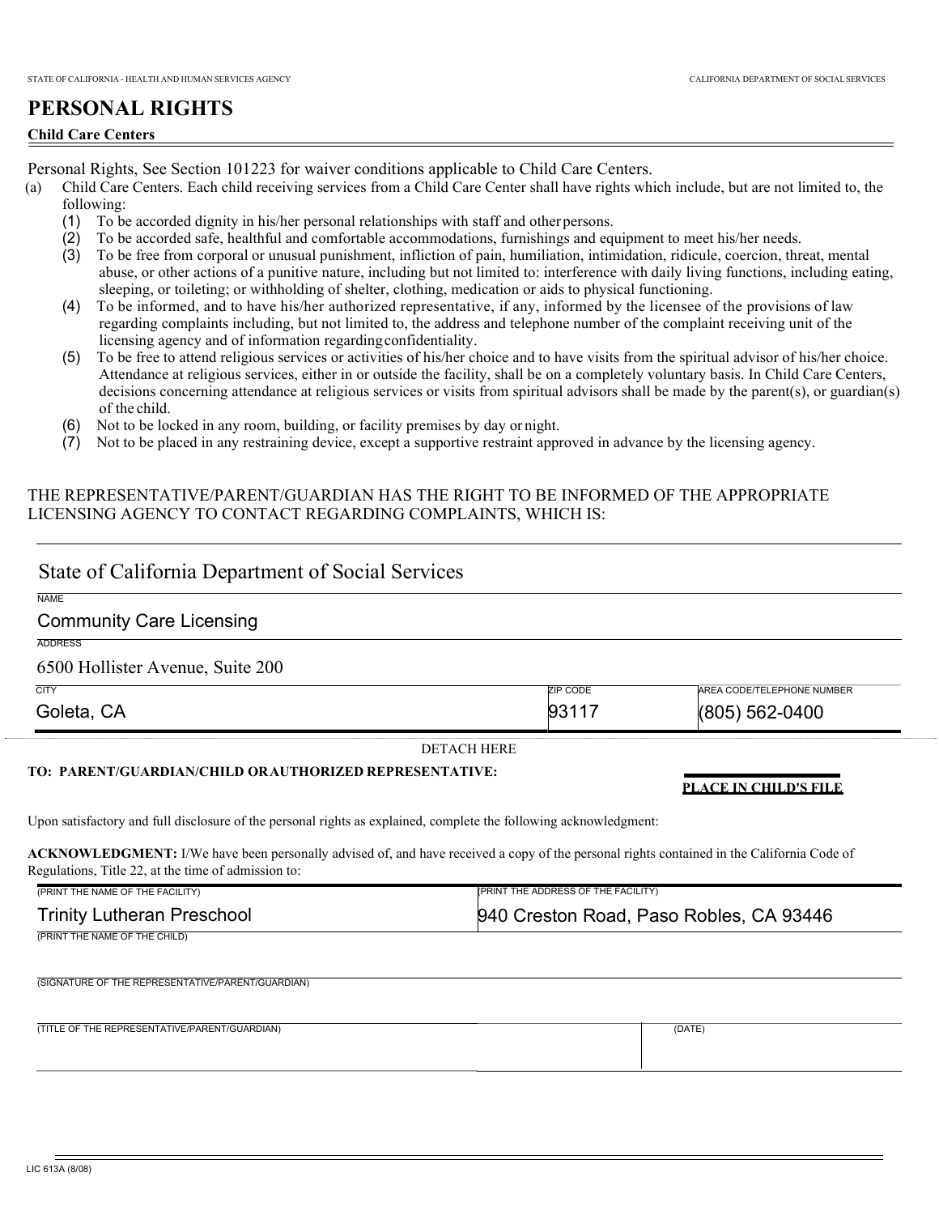STATE OF CALIFORNIA - HEALTH AND HUMAN SERVICES AGENCY

CALIFORNIA DEPARTMENT OF SOCIAL SERVICES

# PERSONAL RIGHTS

**Child Care Centers**

Personal Rights, See Section 101223 for waiver conditions applicable to Child Care Centers.

(a) Child Care Centers. Each child receiving services from a Child Care Center shall have rights which include, but are not limited to, the following:

(1) To be accorded dignity in his/her personal relationships with staff and other persons.

(2) To be accorded safe, healthful and comfortable accommodations, furnishings and equipment to meet his/her needs.

(3) To be free from corporal or unusual punishment, infliction of pain, humiliation, intimidation, ridicule, coercion, threat, mental abuse, or other actions of a punitive nature, including but not limited to: interference with daily living functions, including eating, sleeping, or toileting; or withholding of shelter, clothing, medication or aids to physical functioning.

(4) To be informed, and to have his/her authorized representative, if any, informed by the licensee of the provisions of law regarding complaints including, but not limited to, the address and telephone number of the complaint receiving unit of the licensing agency and of information regarding confidentiality.

(5) To be free to attend religious services or activities of his/her choice and to have visits from the spiritual advisor of his/her choice. Attendance at religious services, either in or outside the facility, shall be on a completely voluntary basis. In Child Care Centers, decisions concerning attendance at religious services or visits from spiritual advisors shall be made by the parent(s), or guardian(s) of the child.

(6) Not to be locked in any room, building, or facility premises by day or night.

(7) Not to be placed in any restraining device, except a supportive restraint approved in advance by the licensing agency.

THE REPRESENTATIVE/PARENT/GUARDIAN HAS THE RIGHT TO BE INFORMED OF THE APPROPRIATE LICENSING AGENCY TO CONTACT REGARDING COMPLAINTS, WHICH IS:

State of California Department of Social Services

NAME
Community Care Licensing

ADDRESS
6500 Hollister Avenue, Suite 200

| CITY | ZIP CODE | AREA CODE/TELEPHONE NUMBER |
|---|---|---|
| Goleta, CA | 93117 | (805) 562-0400 |

DETACH HERE

**TO: PARENT/GUARDIAN/CHILD OR AUTHORIZED REPRESENTATIVE:**

**PLACE IN CHILD'S FILE**

Upon satisfactory and full disclosure of the personal rights as explained, complete the following acknowledgment:

**ACKNOWLEDGMENT:** I/We have been personally advised of, and have received a copy of the personal rights contained in the California Code of Regulations, Title 22, at the time of admission to:

| (PRINT THE NAME OF THE FACILITY) | (PRINT THE ADDRESS OF THE FACILITY) |
|---|---|
| Trinity Lutheran Preschool | 940 Creston Road, Paso Robles, CA 93446 |

(PRINT THE NAME OF THE CHILD)

(SIGNATURE OF THE REPRESENTATIVE/PARENT/GUARDIAN)

| (TITLE OF THE REPRESENTATIVE/PARENT/GUARDIAN) | (DATE) |
|---|---|
| | |

LIC 613A (8/08)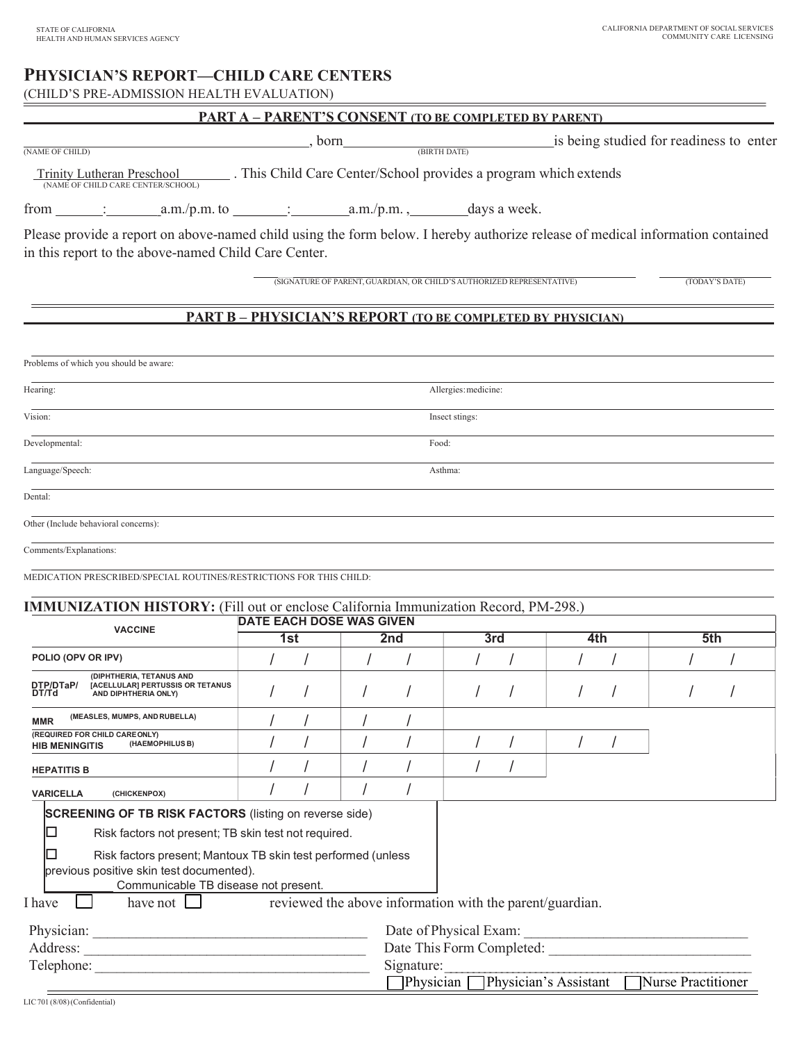STATE OF CALIFORNIA
HEALTH AND HUMAN SERVICES AGENCY

CALIFORNIA DEPARTMENT OF SOCIAL SERVICES
COMMUNITY CARE LICENSING

# PHYSICIAN'S REPORT—CHILD CARE CENTERS

(CHILD'S PRE-ADMISSION HEALTH EVALUATION)

## PART A – PARENT'S CONSENT (TO BE COMPLETED BY PARENT)

____________________ (NAME OF CHILD), born ____________________ (BIRTH DATE) is being studied for readiness to enter

Trinity Lutheran Preschool (NAME OF CHILD CARE CENTER/SCHOOL). This Child Care Center/School provides a program which extends

from ____:____ a.m./p.m. to ____:____ a.m./p.m., ____ days a week.

Please provide a report on above-named child using the form below. I hereby authorize release of medical information contained in this report to the above-named Child Care Center.

____________________ (SIGNATURE OF PARENT, GUARDIAN, OR CHILD'S AUTHORIZED REPRESENTATIVE) ____________ (TODAY'S DATE)

## PART B – PHYSICIAN'S REPORT (TO BE COMPLETED BY PHYSICIAN)

Problems of which you should be aware:

Hearing: | Allergies: medicine:

Vision: | Insect stings:

Developmental: | Food:

Language/Speech: | Asthma:

Dental:

Other (Include behavioral concerns):

Comments/Explanations:

MEDICATION PRESCRIBED/SPECIAL ROUTINES/RESTRICTIONS FOR THIS CHILD:

**IMMUNIZATION HISTORY:** (Fill out or enclose California Immunization Record, PM-298.)

| VACCINE | DATE EACH DOSE WAS GIVEN | | | | |
|---|---|---|---|---|---|
| | 1st | 2nd | 3rd | 4th | 5th |
| POLIO (OPV OR IPV) | / / | / / | / / | / / | / / |
| DTP/DTaP/DT/Td (DIPHTHERIA, TETANUS AND [ACELLULAR] PERTUSSIS OR TETANUS AND DIPHTHERIA ONLY) | / / | / / | / / | / / | / / |
| MMR (MEASLES, MUMPS, AND RUBELLA) | / / | / / | | | |
| HIB MENINGITIS (HAEMOPHILUS B) (REQUIRED FOR CHILD CARE ONLY) | / / | / / | / / | / / | |
| HEPATITIS B | / / | / / | / / | | |
| VARICELLA (CHICKENPOX) | / / | / / | | | |

**SCREENING OF TB RISK FACTORS** (listing on reverse side)

☐ Risk factors not present; TB skin test not required.

☐ Risk factors present; Mantoux TB skin test performed (unless previous positive skin test documented).

________ Communicable TB disease not present.

I have ☐ have not ☐ reviewed the above information with the parent/guardian.

Physician: ____________________ | Date of Physical Exam: ____________________

Address: ____________________ | Date This Form Completed: ____________________

Telephone: ____________________ | Signature: ____________________

☐ Physician ☐ Physician's Assistant ☐ Nurse Practitioner

LIC 701 (8/08) (Confidential)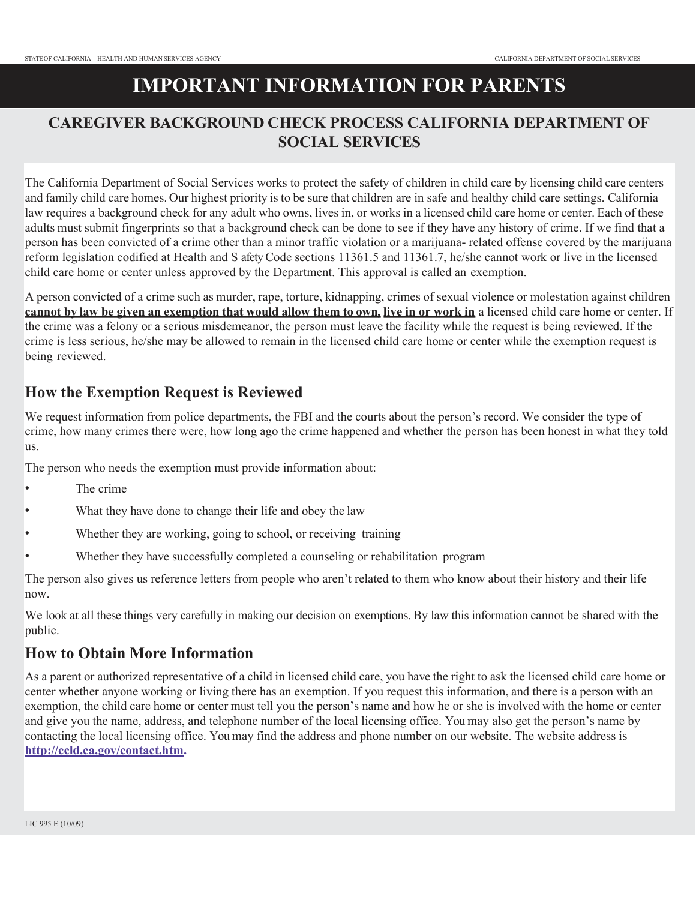# IMPORTANT INFORMATION FOR PARENTS

## CAREGIVER BACKGROUND CHECK PROCESS CALIFORNIA DEPARTMENT OF SOCIAL SERVICES

The California Department of Social Services works to protect the safety of children in child care by licensing child care centers and family child care homes. Our highest priority is to be sure that children are in safe and healthy child care settings. California law requires a background check for any adult who owns, lives in, or works in a licensed child care home or center. Each of these adults must submit fingerprints so that a background check can be done to see if they have any history of crime. If we find that a person has been convicted of a crime other than a minor traffic violation or a marijuana- related offense covered by the marijuana reform legislation codified at Health and Safety Code sections 11361.5 and 11361.7, he/she cannot work or live in the licensed child care home or center unless approved by the Department. This approval is called an exemption.

A person convicted of a crime such as murder, rape, torture, kidnapping, crimes of sexual violence or molestation against children **cannot by law be given an exemption that would allow them to own, live in or work in** a licensed child care home or center. If the crime was a felony or a serious misdemeanor, the person must leave the facility while the request is being reviewed. If the crime is less serious, he/she may be allowed to remain in the licensed child care home or center while the exemption request is being reviewed.

### How the Exemption Request is Reviewed

We request information from police departments, the FBI and the courts about the person's record. We consider the type of crime, how many crimes there were, how long ago the crime happened and whether the person has been honest in what they told us.

The person who needs the exemption must provide information about:

- The crime
- What they have done to change their life and obey the law
- Whether they are working, going to school, or receiving training
- Whether they have successfully completed a counseling or rehabilitation program

The person also gives us reference letters from people who aren't related to them who know about their history and their life now.

We look at all these things very carefully in making our decision on exemptions. By law this information cannot be shared with the public.

### How to Obtain More Information

As a parent or authorized representative of a child in licensed child care, you have the right to ask the licensed child care home or center whether anyone working or living there has an exemption. If you request this information, and there is a person with an exemption, the child care home or center must tell you the person's name and how he or she is involved with the home or center and give you the name, address, and telephone number of the local licensing office. You may also get the person's name by contacting the local licensing office. You may find the address and phone number on our website. The website address is **http://ccld.ca.gov/contact.htm.**

LIC 995 E (10/09)